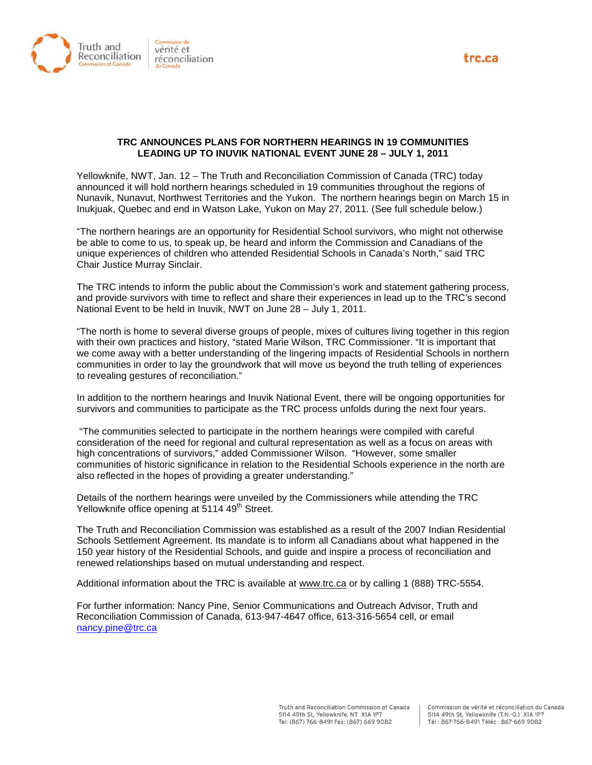# TRC ANNOUNCES PLANS FOR NORTHERN HEARINGS IN 19 COMMUNITIES LEADING UP TO INUVIK NATIONAL EVENT JUNE 28 – JULY 1, 2011

Yellowknife, NWT, Jan. 12 – The Truth and Reconciliation Commission of Canada (TRC) today announced it will hold northern hearings scheduled in 19 communities throughout the regions of Nunavik, Nunavut, Northwest Territories and the Yukon. The northern hearings begin on March 15 in Inukjuak, Quebec and end in Watson Lake, Yukon on May 27, 2011. (See full schedule below.)

"The northern hearings are an opportunity for Residential School survivors, who might not otherwise be able to come to us, to speak up, be heard and inform the Commission and Canadians of the unique experiences of children who attended Residential Schools in Canada's North," said TRC Chair Justice Murray Sinclair.

The TRC intends to inform the public about the Commission's work and statement gathering process, and provide survivors with time to reflect and share their experiences in lead up to the TRC's second National Event to be held in Inuvik, NWT on June 28 – July 1, 2011.

"The north is home to several diverse groups of people, mixes of cultures living together in this region with their own practices and history, "stated Marie Wilson, TRC Commissioner. "It is important that we come away with a better understanding of the lingering impacts of Residential Schools in northern communities in order to lay the groundwork that will move us beyond the truth telling of experiences to revealing gestures of reconciliation."

In addition to the northern hearings and Inuvik National Event, there will be ongoing opportunities for survivors and communities to participate as the TRC process unfolds during the next four years.

"The communities selected to participate in the northern hearings were compiled with careful consideration of the need for regional and cultural representation as well as a focus on areas with high concentrations of survivors," added Commissioner Wilson. "However, some smaller communities of historic significance in relation to the Residential Schools experience in the north are also reflected in the hopes of providing a greater understanding."

Details of the northern hearings were unveiled by the Commissioners while attending the TRC Yellowknife office opening at 5114 49th Street.

The Truth and Reconciliation Commission was established as a result of the 2007 Indian Residential Schools Settlement Agreement. Its mandate is to inform all Canadians about what happened in the 150 year history of the Residential Schools, and guide and inspire a process of reconciliation and renewed relationships based on mutual understanding and respect.

Additional information about the TRC is available at www.trc.ca or by calling 1 (888) TRC-5554.

For further information: Nancy Pine, Senior Communications and Outreach Advisor, Truth and Reconciliation Commission of Canada, 613-947-4647 office, 613-316-5654 cell, or email nancy.pine@trc.ca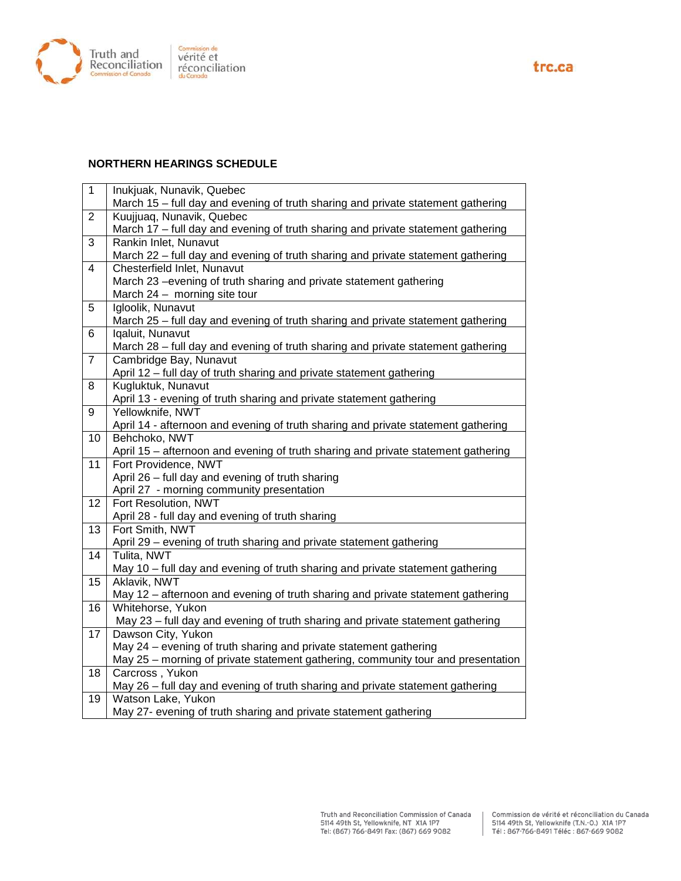## NORTHERN HEARINGS SCHEDULE

| | |
|---|---|
| 1 | Inukjuak, Nunavik, Quebec<br>March 15 – full day and evening of truth sharing and private statement gathering |
| 2 | Kuujjuaq, Nunavik, Quebec<br>March 17 – full day and evening of truth sharing and private statement gathering |
| 3 | Rankin Inlet, Nunavut<br>March 22 – full day and evening of truth sharing and private statement gathering |
| 4 | Chesterfield Inlet, Nunavut<br>March 23 –evening of truth sharing and private statement gathering<br>March 24 – morning site tour |
| 5 | Igloolik, Nunavut<br>March 25 – full day and evening of truth sharing and private statement gathering |
| 6 | Iqaluit, Nunavut<br>March 28 – full day and evening of truth sharing and private statement gathering |
| 7 | Cambridge Bay, Nunavut<br>April 12 – full day of truth sharing and private statement gathering |
| 8 | Kugluktuk, Nunavut<br>April 13 - evening of truth sharing and private statement gathering |
| 9 | Yellowknife, NWT<br>April 14 - afternoon and evening of truth sharing and private statement gathering |
| 10 | Behchoko, NWT<br>April 15 – afternoon and evening of truth sharing and private statement gathering |
| 11 | Fort Providence, NWT<br>April 26 – full day and evening of truth sharing<br>April 27 - morning community presentation |
| 12 | Fort Resolution, NWT<br>April 28 - full day and evening of truth sharing |
| 13 | Fort Smith, NWT<br>April 29 – evening of truth sharing and private statement gathering |
| 14 | Tulita, NWT<br>May 10 – full day and evening of truth sharing and private statement gathering |
| 15 | Aklavik, NWT<br>May 12 – afternoon and evening of truth sharing and private statement gathering |
| 16 | Whitehorse, Yukon<br>May 23 – full day and evening of truth sharing and private statement gathering |
| 17 | Dawson City, Yukon<br>May 24 – evening of truth sharing and private statement gathering<br>May 25 – morning of private statement gathering, community tour and presentation |
| 18 | Carcross , Yukon<br>May 26 – full day and evening of truth sharing and private statement gathering |
| 19 | Watson Lake, Yukon<br>May 27- evening of truth sharing and private statement gathering |